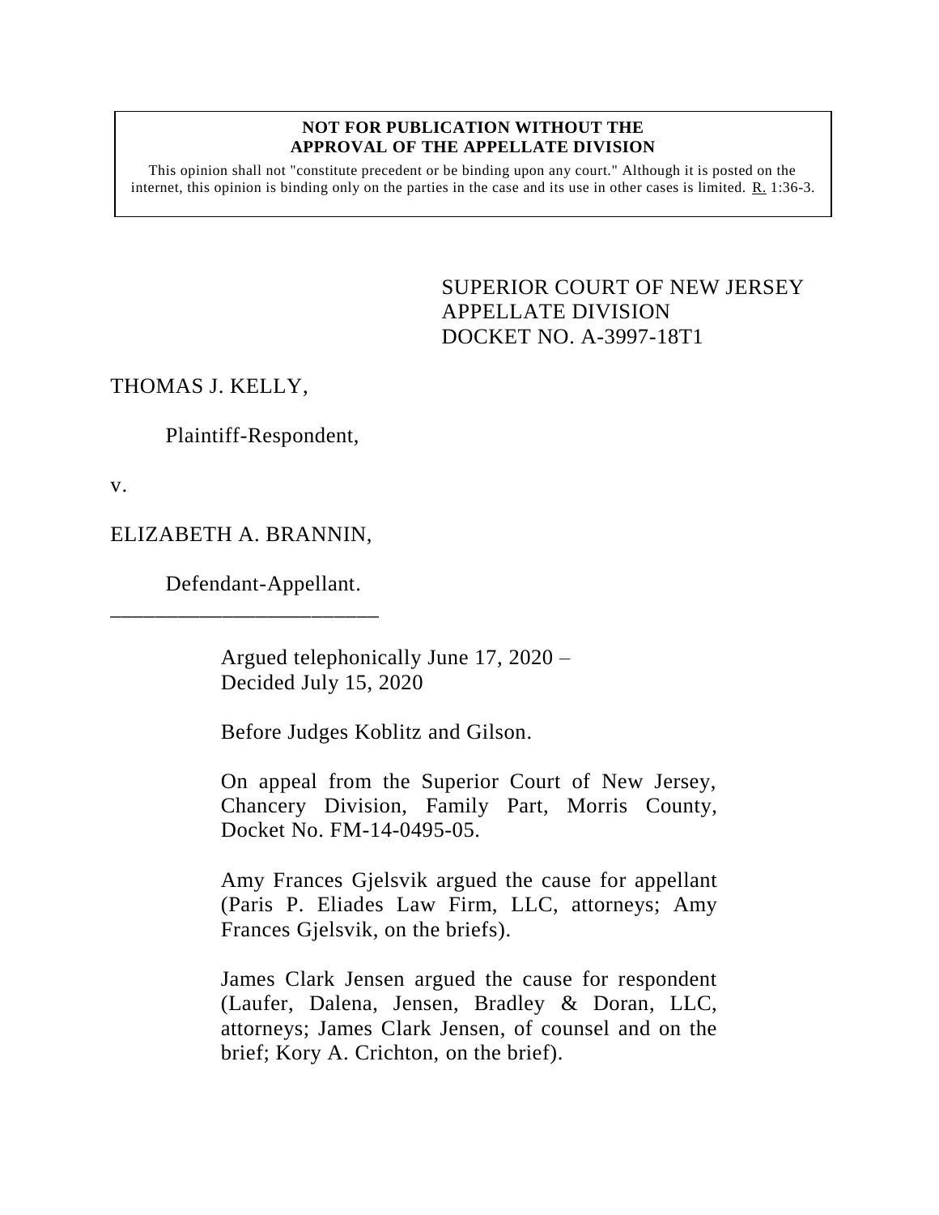**NOT FOR PUBLICATION WITHOUT THE APPROVAL OF THE APPELLATE DIVISION**

This opinion shall not "constitute precedent or be binding upon any court." Although it is posted on the internet, this opinion is binding only on the parties in the case and its use in other cases is limited. R. 1:36-3.

SUPERIOR COURT OF NEW JERSEY
APPELLATE DIVISION
DOCKET NO. A-3997-18T1

THOMAS J. KELLY,

Plaintiff-Respondent,

v.

ELIZABETH A. BRANNIN,

Defendant-Appellant.

\_\_\_\_\_\_\_\_\_\_\_\_\_\_\_\_\_\_\_\_\_\_\_\_\_\_

Argued telephonically June 17, 2020 – Decided July 15, 2020

Before Judges Koblitz and Gilson.

On appeal from the Superior Court of New Jersey, Chancery Division, Family Part, Morris County, Docket No. FM-14-0495-05.

Amy Frances Gjelsvik argued the cause for appellant (Paris P. Eliades Law Firm, LLC, attorneys; Amy Frances Gjelsvik, on the briefs).

James Clark Jensen argued the cause for respondent (Laufer, Dalena, Jensen, Bradley & Doran, LLC, attorneys; James Clark Jensen, of counsel and on the brief; Kory A. Crichton, on the brief).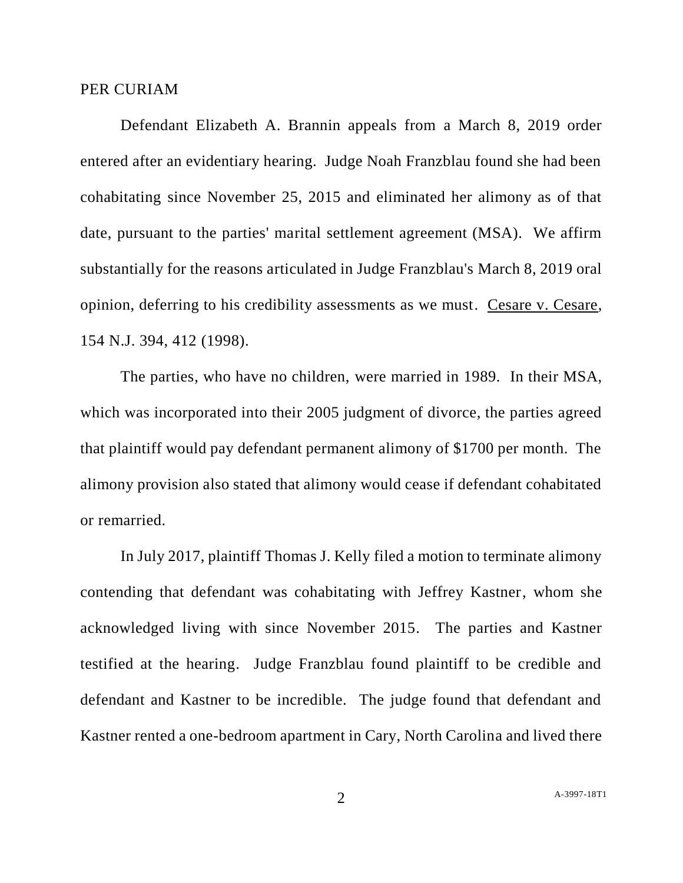PER CURIAM

Defendant Elizabeth A. Brannin appeals from a March 8, 2019 order entered after an evidentiary hearing. Judge Noah Franzblau found she had been cohabitating since November 25, 2015 and eliminated her alimony as of that date, pursuant to the parties' marital settlement agreement (MSA). We affirm substantially for the reasons articulated in Judge Franzblau's March 8, 2019 oral opinion, deferring to his credibility assessments as we must. Cesare v. Cesare, 154 N.J. 394, 412 (1998).

The parties, who have no children, were married in 1989. In their MSA, which was incorporated into their 2005 judgment of divorce, the parties agreed that plaintiff would pay defendant permanent alimony of $1700 per month. The alimony provision also stated that alimony would cease if defendant cohabitated or remarried.

In July 2017, plaintiff Thomas J. Kelly filed a motion to terminate alimony contending that defendant was cohabitating with Jeffrey Kastner, whom she acknowledged living with since November 2015. The parties and Kastner testified at the hearing. Judge Franzblau found plaintiff to be credible and defendant and Kastner to be incredible. The judge found that defendant and Kastner rented a one-bedroom apartment in Cary, North Carolina and lived there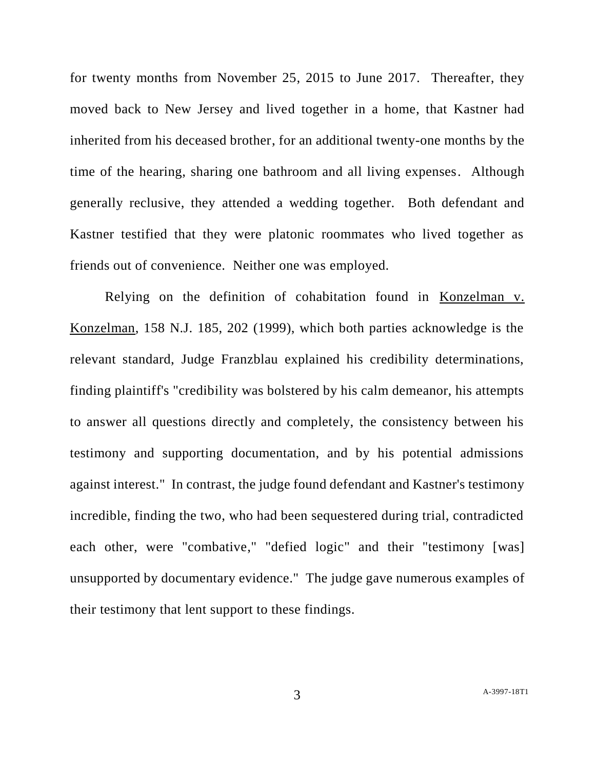for twenty months from November 25, 2015 to June 2017. Thereafter, they moved back to New Jersey and lived together in a home, that Kastner had inherited from his deceased brother, for an additional twenty-one months by the time of the hearing, sharing one bathroom and all living expenses. Although generally reclusive, they attended a wedding together. Both defendant and Kastner testified that they were platonic roommates who lived together as friends out of convenience. Neither one was employed.

Relying on the definition of cohabitation found in Konzelman v. Konzelman, 158 N.J. 185, 202 (1999), which both parties acknowledge is the relevant standard, Judge Franzblau explained his credibility determinations, finding plaintiff's "credibility was bolstered by his calm demeanor, his attempts to answer all questions directly and completely, the consistency between his testimony and supporting documentation, and by his potential admissions against interest." In contrast, the judge found defendant and Kastner's testimony incredible, finding the two, who had been sequestered during trial, contradicted each other, were "combative," "defied logic" and their "testimony [was] unsupported by documentary evidence." The judge gave numerous examples of their testimony that lent support to these findings.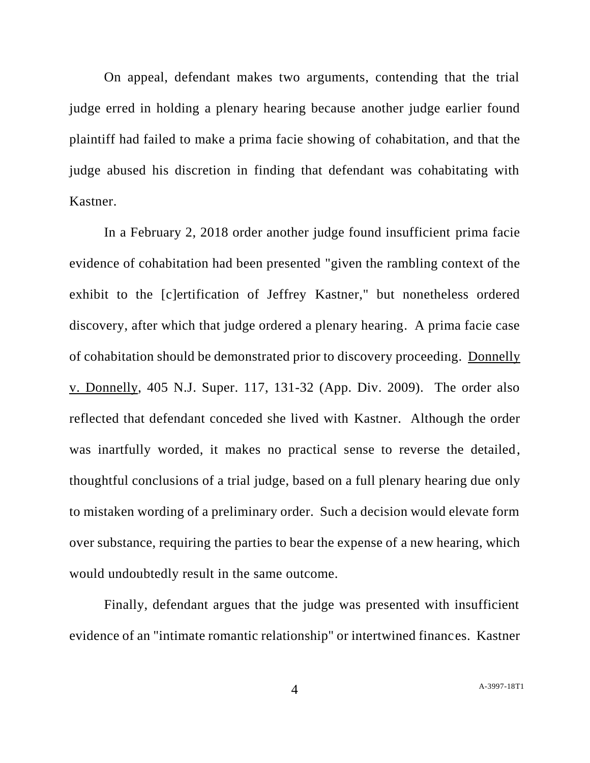On appeal, defendant makes two arguments, contending that the trial judge erred in holding a plenary hearing because another judge earlier found plaintiff had failed to make a prima facie showing of cohabitation, and that the judge abused his discretion in finding that defendant was cohabitating with Kastner.

In a February 2, 2018 order another judge found insufficient prima facie evidence of cohabitation had been presented "given the rambling context of the exhibit to the [c]ertification of Jeffrey Kastner," but nonetheless ordered discovery, after which that judge ordered a plenary hearing. A prima facie case of cohabitation should be demonstrated prior to discovery proceeding. Donnelly v. Donnelly, 405 N.J. Super. 117, 131-32 (App. Div. 2009). The order also reflected that defendant conceded she lived with Kastner. Although the order was inartfully worded, it makes no practical sense to reverse the detailed, thoughtful conclusions of a trial judge, based on a full plenary hearing due only to mistaken wording of a preliminary order. Such a decision would elevate form over substance, requiring the parties to bear the expense of a new hearing, which would undoubtedly result in the same outcome.

Finally, defendant argues that the judge was presented with insufficient evidence of an "intimate romantic relationship" or intertwined finances. Kastner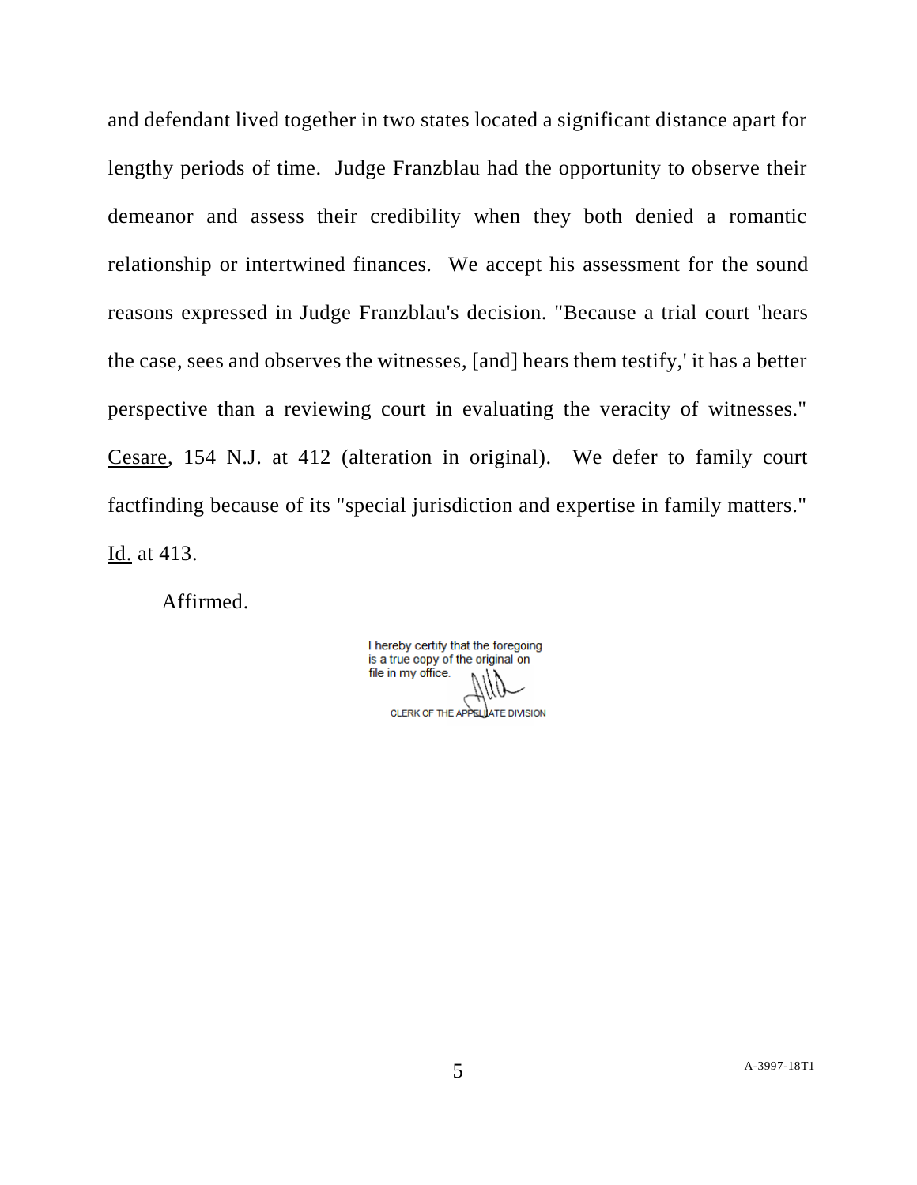and defendant lived together in two states located a significant distance apart for lengthy periods of time. Judge Franzblau had the opportunity to observe their demeanor and assess their credibility when they both denied a romantic relationship or intertwined finances. We accept his assessment for the sound reasons expressed in Judge Franzblau's decision. "Because a trial court 'hears the case, sees and observes the witnesses, [and] hears them testify,' it has a better perspective than a reviewing court in evaluating the veracity of witnesses." Cesare, 154 N.J. at 412 (alteration in original). We defer to family court factfinding because of its "special jurisdiction and expertise in family matters." Id. at 413.

Affirmed.

I hereby certify that the foregoing is a true copy of the original on file in my office.

CLERK OF THE APPELLATE DIVISION